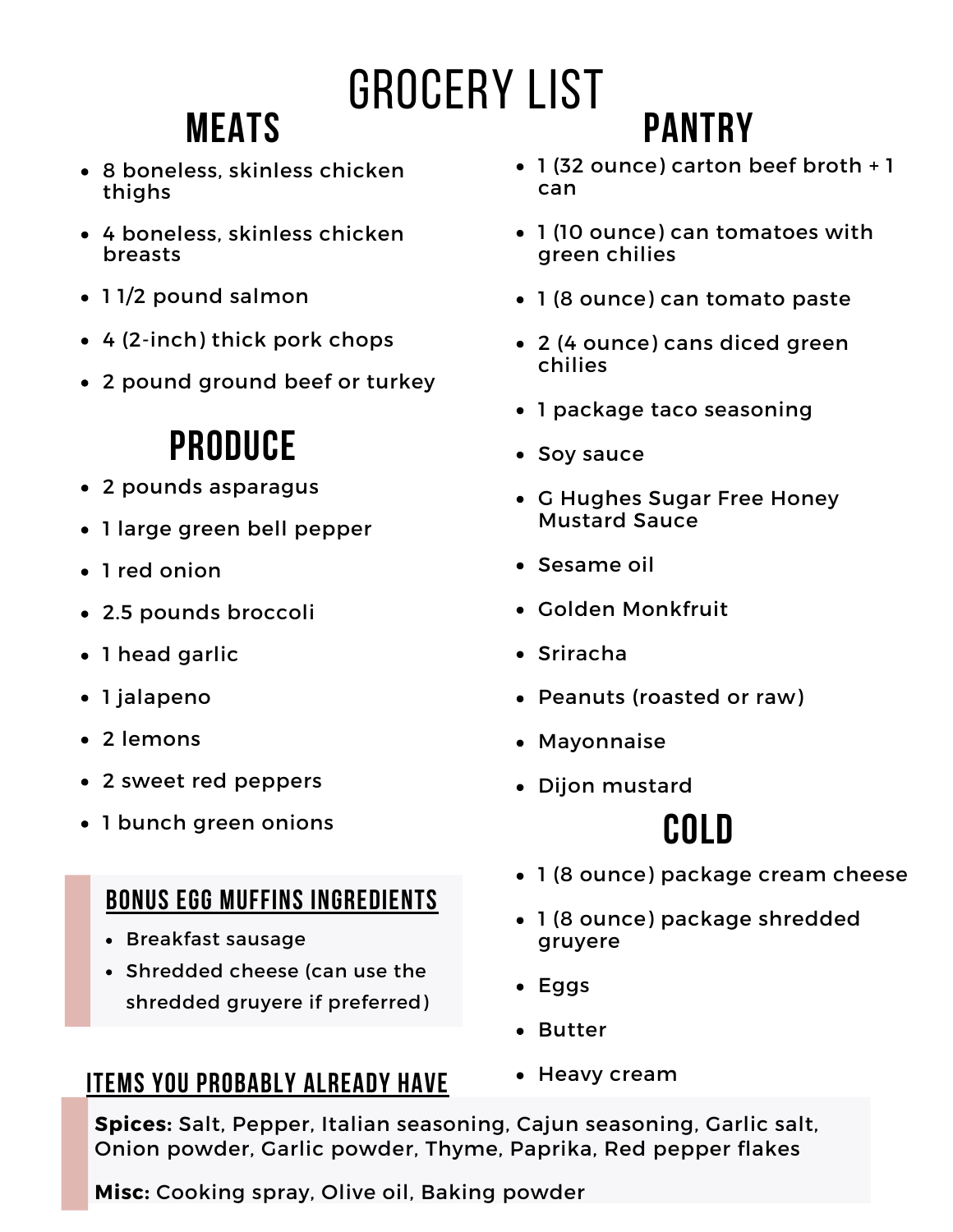# GROCERY LIST

## MEATS

- 8 boneless, skinless chicken thighs
- 4 boneless, skinless chicken breasts
- 1 1/2 pound salmon
- 4 (2-inch) thick pork chops
- 2 pound ground beef or turkey

## PRODUCE

- 2 pounds asparagus
- 1 large green bell pepper
- 1 red onion
- 2.5 pounds broccoli
- 1 head garlic
- 1 jalapeno
- 2 lemons
- 2 sweet red peppers
- 1 bunch green onions

### BONUS EGG MUFFINS INGREDIENTS

- Breakfast sausage
- Shredded cheese (can use the shredded gruyere if preferred)

## PANTRY

- 1 (32 ounce) carton beef broth + 1 can
- 1 (10 ounce) can tomatoes with green chilies
- 1 (8 ounce) can tomato paste
- 2 (4 ounce) cans diced green chilies
- 1 package taco seasoning
- Soy sauce
- G Hughes Sugar Free Honey Mustard Sauce
- Sesame oil
- Golden Monkfruit
- Sriracha
- Peanuts (roasted or raw)
- Mayonnaise
- Dijon mustard

## COLD

- 1 (8 ounce) package cream cheese
- 1 (8 ounce) package shredded gruyere
- Eggs
- Butter
- Heavy cream

### ITEMS YOU PROBABLY ALREADY HAVE

**Spices:** Salt, Pepper, Italian seasoning, Cajun seasoning, Garlic salt, Onion powder, Garlic powder, Thyme, Paprika, Red pepper flakes

**Misc:** Cooking spray, Olive oil, Baking powder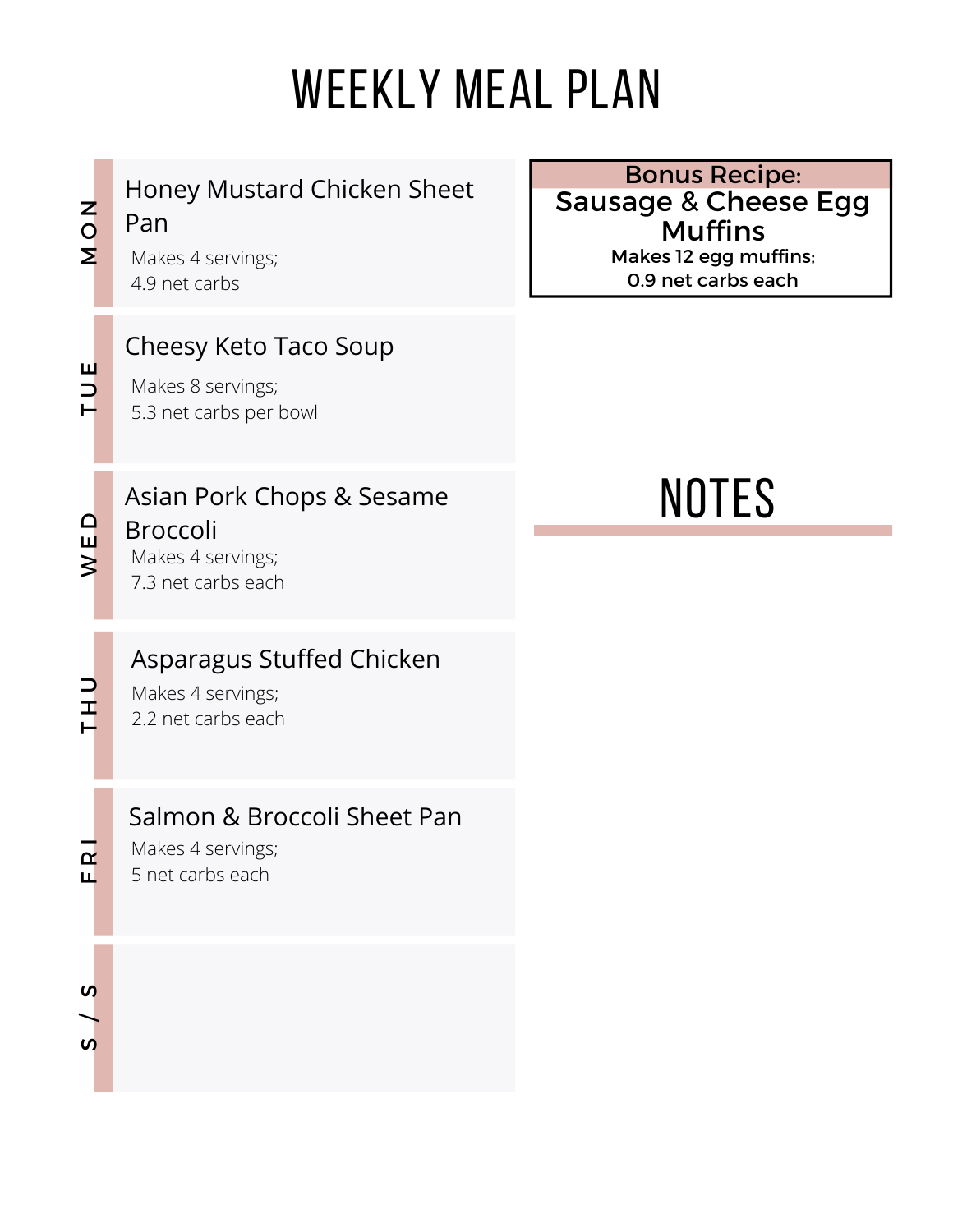# WEEKLY MEAL PLAN

## MON

**Honey Mustard Chicken Sheet Pan**

Makes 4 servings;
4.9 net carbs

## TUE

**Cheesy Keto Taco Soup**

Makes 8 servings;
5.3 net carbs per bowl

## WED

**Asian Pork Chops & Sesame Broccoli**

Makes 4 servings;
7.3 net carbs each

## THU

**Asparagus Stuffed Chicken**

Makes 4 servings;
2.2 net carbs each

## FRI

**Salmon & Broccoli Sheet Pan**

Makes 4 servings;
5 net carbs each

## S / S

## Bonus Recipe:

**Sausage & Cheese Egg Muffins**

Makes 12 egg muffins;
0.9 net carbs each

## NOTES